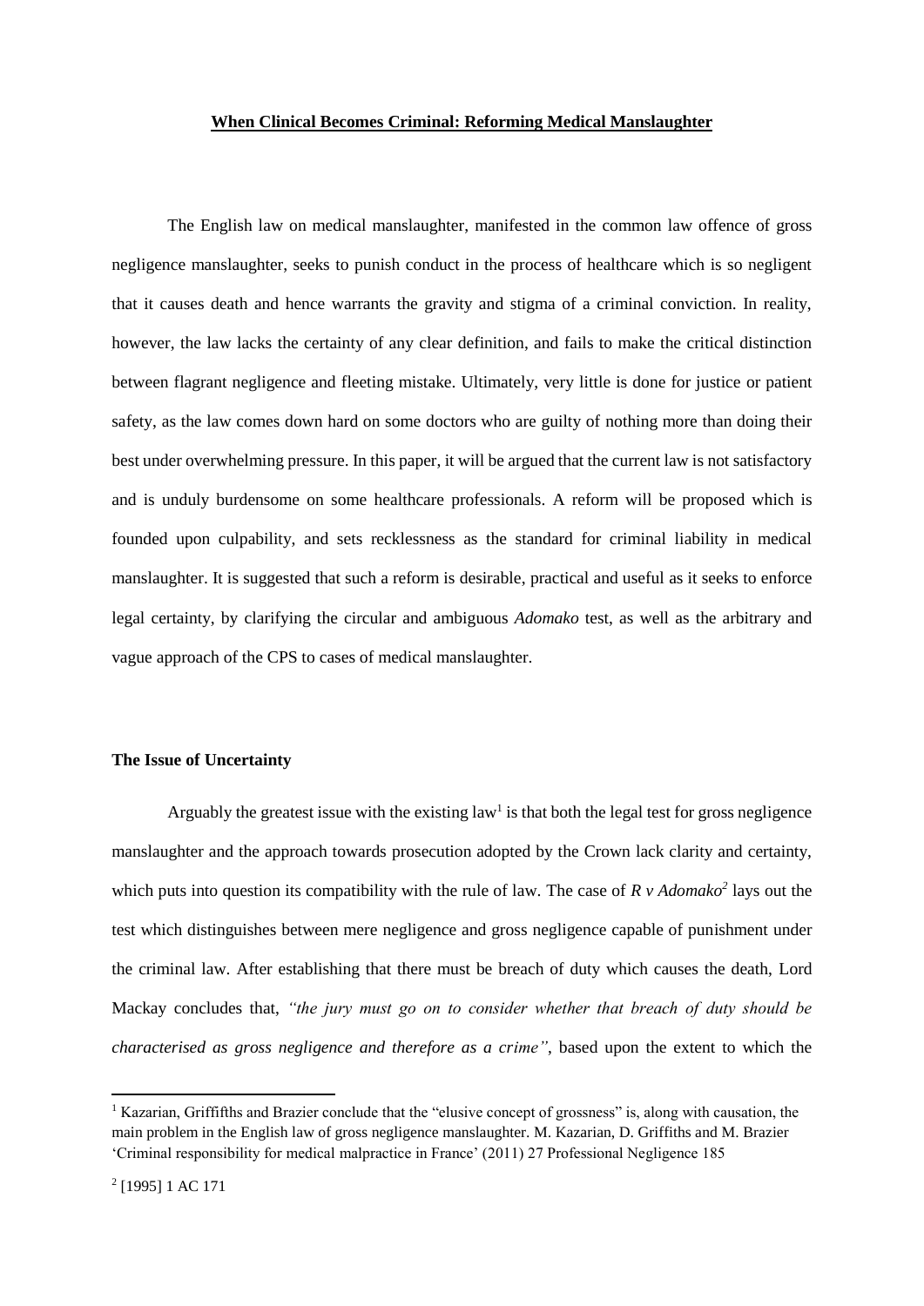**When Clinical Becomes Criminal: Reforming Medical Manslaughter**

The English law on medical manslaughter, manifested in the common law offence of gross negligence manslaughter, seeks to punish conduct in the process of healthcare which is so negligent that it causes death and hence warrants the gravity and stigma of a criminal conviction. In reality, however, the law lacks the certainty of any clear definition, and fails to make the critical distinction between flagrant negligence and fleeting mistake. Ultimately, very little is done for justice or patient safety, as the law comes down hard on some doctors who are guilty of nothing more than doing their best under overwhelming pressure. In this paper, it will be argued that the current law is not satisfactory and is unduly burdensome on some healthcare professionals. A reform will be proposed which is founded upon culpability, and sets recklessness as the standard for criminal liability in medical manslaughter. It is suggested that such a reform is desirable, practical and useful as it seeks to enforce legal certainty, by clarifying the circular and ambiguous *Adomako* test, as well as the arbitrary and vague approach of the CPS to cases of medical manslaughter.

**The Issue of Uncertainty**

Arguably the greatest issue with the existing law[1] is that both the legal test for gross negligence manslaughter and the approach towards prosecution adopted by the Crown lack clarity and certainty, which puts into question its compatibility with the rule of law. The case of *R v Adomako*[2] lays out the test which distinguishes between mere negligence and gross negligence capable of punishment under the criminal law. After establishing that there must be breach of duty which causes the death, Lord Mackay concludes that, *"the jury must go on to consider whether that breach of duty should be characterised as gross negligence and therefore as a crime"*, based upon the extent to which the

[1] Kazarian, Griffifths and Brazier conclude that the "elusive concept of grossness" is, along with causation, the main problem in the English law of gross negligence manslaughter. M. Kazarian, D. Griffiths and M. Brazier 'Criminal responsibility for medical malpractice in France' (2011) 27 Professional Negligence 185

[2] [1995] 1 AC 171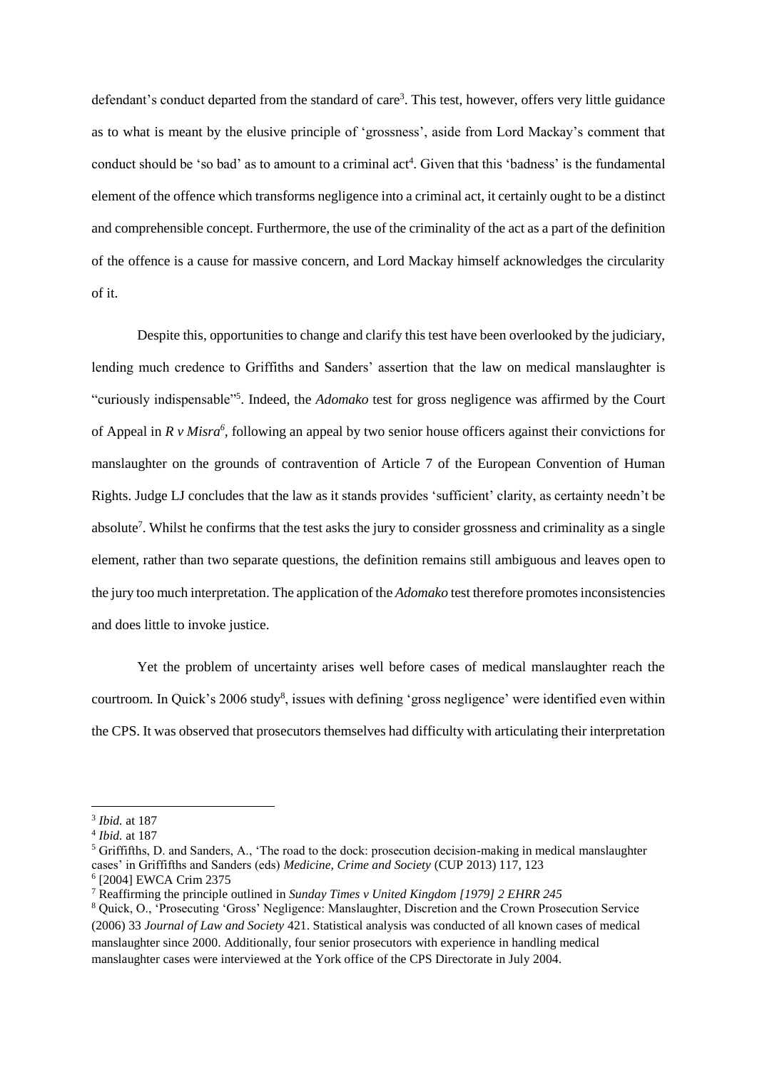defendant's conduct departed from the standard of care[3]. This test, however, offers very little guidance as to what is meant by the elusive principle of 'grossness', aside from Lord Mackay's comment that conduct should be 'so bad' as to amount to a criminal act[4]. Given that this 'badness' is the fundamental element of the offence which transforms negligence into a criminal act, it certainly ought to be a distinct and comprehensible concept. Furthermore, the use of the criminality of the act as a part of the definition of the offence is a cause for massive concern, and Lord Mackay himself acknowledges the circularity of it.

Despite this, opportunities to change and clarify this test have been overlooked by the judiciary, lending much credence to Griffiths and Sanders' assertion that the law on medical manslaughter is "curiously indispensable"[5]. Indeed, the *Adomako* test for gross negligence was affirmed by the Court of Appeal in *R v Misra*[6], following an appeal by two senior house officers against their convictions for manslaughter on the grounds of contravention of Article 7 of the European Convention of Human Rights. Judge LJ concludes that the law as it stands provides 'sufficient' clarity, as certainty needn't be absolute[7]. Whilst he confirms that the test asks the jury to consider grossness and criminality as a single element, rather than two separate questions, the definition remains still ambiguous and leaves open to the jury too much interpretation. The application of the *Adomako* test therefore promotes inconsistencies and does little to invoke justice.

Yet the problem of uncertainty arises well before cases of medical manslaughter reach the courtroom. In Quick's 2006 study[8], issues with defining 'gross negligence' were identified even within the CPS. It was observed that prosecutors themselves had difficulty with articulating their interpretation

---

[3] *Ibid.* at 187

[4] *Ibid.* at 187

[5] Griffifths, D. and Sanders, A., 'The road to the dock: prosecution decision-making in medical manslaughter cases' in Griffiths and Sanders (eds) *Medicine, Crime and Society* (CUP 2013) 117, 123

[6] [2004] EWCA Crim 2375

[7] Reaffirming the principle outlined in *Sunday Times v United Kingdom [1979] 2 EHRR 245*

[8] Quick, O., 'Prosecuting 'Gross' Negligence: Manslaughter, Discretion and the Crown Prosecution Service (2006) 33 *Journal of Law and Society* 421. Statistical analysis was conducted of all known cases of medical manslaughter since 2000. Additionally, four senior prosecutors with experience in handling medical manslaughter cases were interviewed at the York office of the CPS Directorate in July 2004.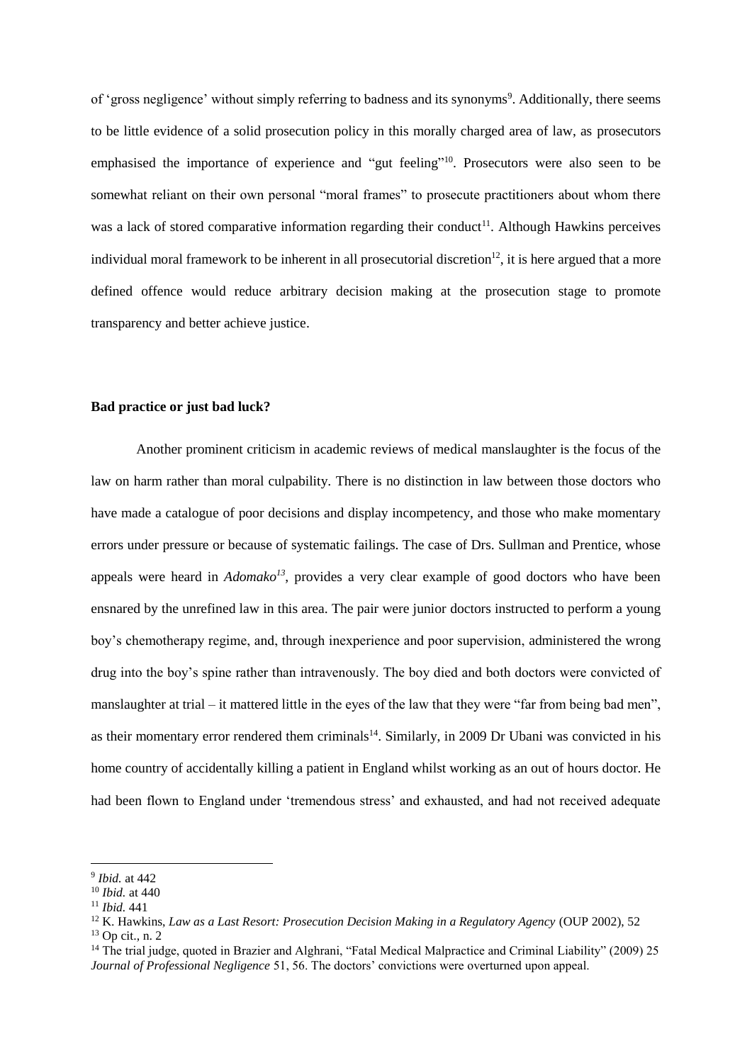of 'gross negligence' without simply referring to badness and its synonyms[9]. Additionally, there seems to be little evidence of a solid prosecution policy in this morally charged area of law, as prosecutors emphasised the importance of experience and "gut feeling"[10]. Prosecutors were also seen to be somewhat reliant on their own personal "moral frames" to prosecute practitioners about whom there was a lack of stored comparative information regarding their conduct[11]. Although Hawkins perceives individual moral framework to be inherent in all prosecutorial discretion[12], it is here argued that a more defined offence would reduce arbitrary decision making at the prosecution stage to promote transparency and better achieve justice.

**Bad practice or just bad luck?**

Another prominent criticism in academic reviews of medical manslaughter is the focus of the law on harm rather than moral culpability. There is no distinction in law between those doctors who have made a catalogue of poor decisions and display incompetency, and those who make momentary errors under pressure or because of systematic failings. The case of Drs. Sullman and Prentice, whose appeals were heard in *Adomako*[13], provides a very clear example of good doctors who have been ensnared by the unrefined law in this area. The pair were junior doctors instructed to perform a young boy's chemotherapy regime, and, through inexperience and poor supervision, administered the wrong drug into the boy's spine rather than intravenously. The boy died and both doctors were convicted of manslaughter at trial – it mattered little in the eyes of the law that they were "far from being bad men", as their momentary error rendered them criminals[14]. Similarly, in 2009 Dr Ubani was convicted in his home country of accidentally killing a patient in England whilst working as an out of hours doctor. He had been flown to England under 'tremendous stress' and exhausted, and had not received adequate

---

[9] *Ibid.* at 442

[10] *Ibid.* at 440

[11] *Ibid.* 441

[12] K. Hawkins, *Law as a Last Resort: Prosecution Decision Making in a Regulatory Agency* (OUP 2002), 52

[13] Op cit., n. 2

[14] The trial judge, quoted in Brazier and Alghrani, "Fatal Medical Malpractice and Criminal Liability" (2009) 25 *Journal of Professional Negligence* 51, 56. The doctors' convictions were overturned upon appeal.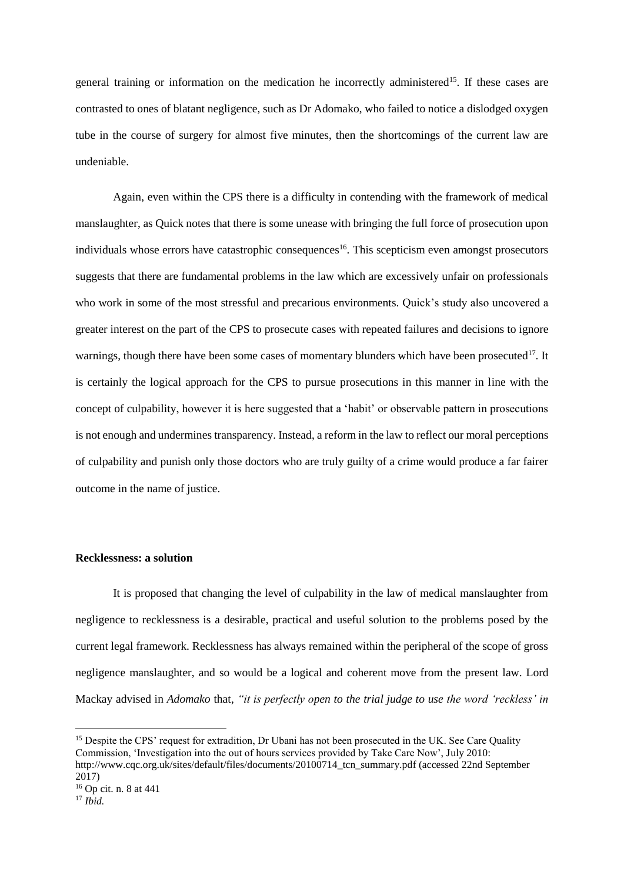general training or information on the medication he incorrectly administered[15]. If these cases are contrasted to ones of blatant negligence, such as Dr Adomako, who failed to notice a dislodged oxygen tube in the course of surgery for almost five minutes, then the shortcomings of the current law are undeniable.

Again, even within the CPS there is a difficulty in contending with the framework of medical manslaughter, as Quick notes that there is some unease with bringing the full force of prosecution upon individuals whose errors have catastrophic consequences[16]. This scepticism even amongst prosecutors suggests that there are fundamental problems in the law which are excessively unfair on professionals who work in some of the most stressful and precarious environments. Quick's study also uncovered a greater interest on the part of the CPS to prosecute cases with repeated failures and decisions to ignore warnings, though there have been some cases of momentary blunders which have been prosecuted[17]. It is certainly the logical approach for the CPS to pursue prosecutions in this manner in line with the concept of culpability, however it is here suggested that a 'habit' or observable pattern in prosecutions is not enough and undermines transparency. Instead, a reform in the law to reflect our moral perceptions of culpability and punish only those doctors who are truly guilty of a crime would produce a far fairer outcome in the name of justice.

**Recklessness: a solution**

It is proposed that changing the level of culpability in the law of medical manslaughter from negligence to recklessness is a desirable, practical and useful solution to the problems posed by the current legal framework. Recklessness has always remained within the peripheral of the scope of gross negligence manslaughter, and so would be a logical and coherent move from the present law. Lord Mackay advised in *Adomako* that, *"it is perfectly open to the trial judge to use the word 'reckless' in*

---

[15] Despite the CPS' request for extradition, Dr Ubani has not been prosecuted in the UK. See Care Quality Commission, 'Investigation into the out of hours services provided by Take Care Now', July 2010: http://www.cqc.org.uk/sites/default/files/documents/20100714_tcn_summary.pdf (accessed 22nd September 2017)

[16] Op cit. n. 8 at 441

[17] *Ibid.*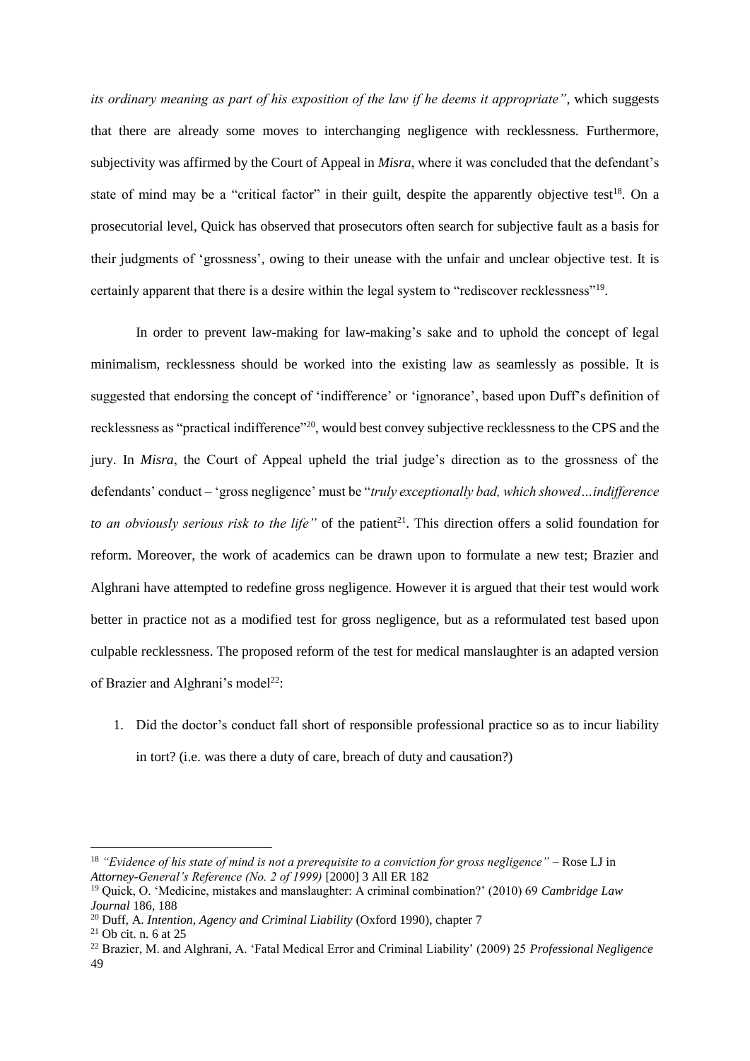*its ordinary meaning as part of his exposition of the law if he deems it appropriate"*, which suggests that there are already some moves to interchanging negligence with recklessness. Furthermore, subjectivity was affirmed by the Court of Appeal in *Misra*, where it was concluded that the defendant's state of mind may be a "critical factor" in their guilt, despite the apparently objective test[18]. On a prosecutorial level, Quick has observed that prosecutors often search for subjective fault as a basis for their judgments of 'grossness', owing to their unease with the unfair and unclear objective test. It is certainly apparent that there is a desire within the legal system to "rediscover recklessness"[19].

In order to prevent law-making for law-making's sake and to uphold the concept of legal minimalism, recklessness should be worked into the existing law as seamlessly as possible. It is suggested that endorsing the concept of 'indifference' or 'ignorance', based upon Duff's definition of recklessness as "practical indifference"[20], would best convey subjective recklessness to the CPS and the jury. In *Misra*, the Court of Appeal upheld the trial judge's direction as to the grossness of the defendants' conduct – 'gross negligence' must be "*truly exceptionally bad, which showed…indifference to an obviously serious risk to the life"* of the patient[21]. This direction offers a solid foundation for reform. Moreover, the work of academics can be drawn upon to formulate a new test; Brazier and Alghrani have attempted to redefine gross negligence. However it is argued that their test would work better in practice not as a modified test for gross negligence, but as a reformulated test based upon culpable recklessness. The proposed reform of the test for medical manslaughter is an adapted version of Brazier and Alghrani's model[22]:

1. Did the doctor's conduct fall short of responsible professional practice so as to incur liability in tort? (i.e. was there a duty of care, breach of duty and causation?)

---

[18] *"Evidence of his state of mind is not a prerequisite to a conviction for gross negligence"* – Rose LJ in *Attorney-General's Reference (No. 2 of 1999)* [2000] 3 All ER 182

[19] Quick, O. 'Medicine, mistakes and manslaughter: A criminal combination?' (2010) 69 *Cambridge Law Journal* 186, 188

[20] Duff, A. *Intention, Agency and Criminal Liability* (Oxford 1990), chapter 7

[21] Ob cit. n. 6 at 25

[22] Brazier, M. and Alghrani, A. 'Fatal Medical Error and Criminal Liability' (2009) 25 *Professional Negligence* 49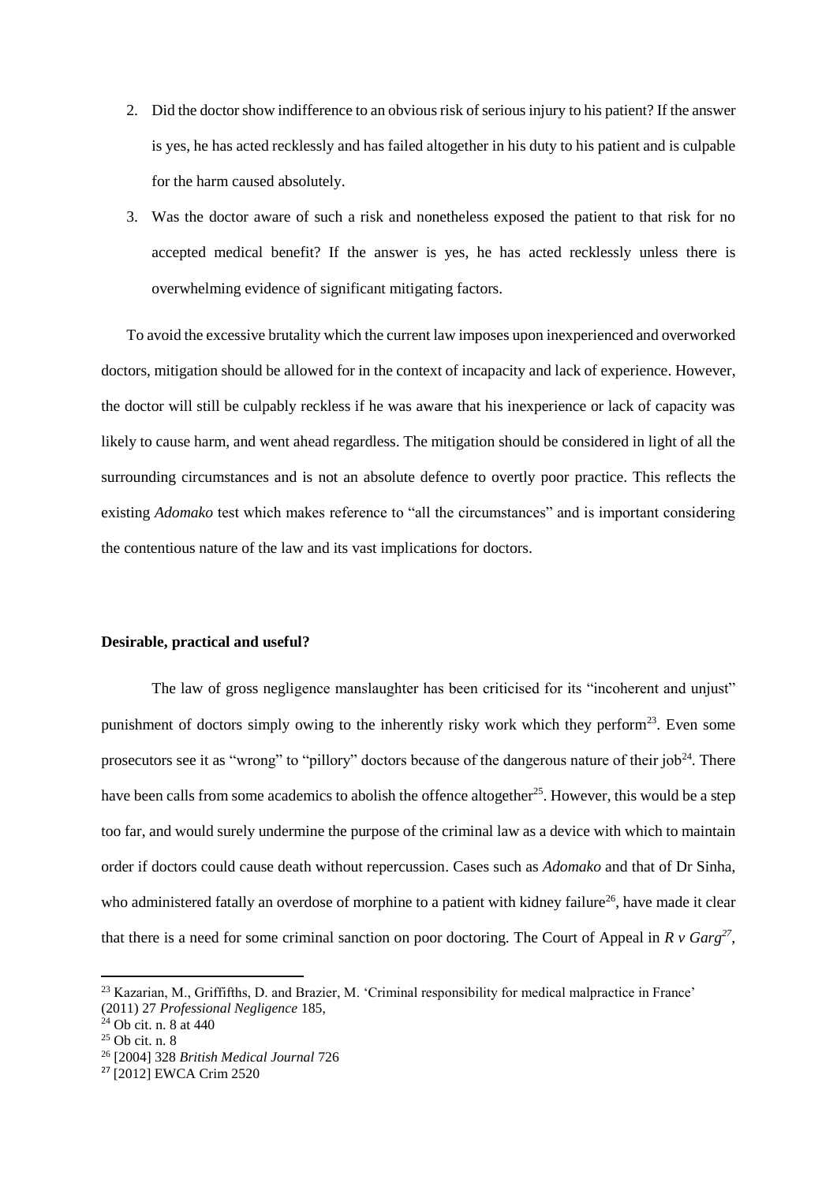2. Did the doctor show indifference to an obvious risk of serious injury to his patient? If the answer is yes, he has acted recklessly and has failed altogether in his duty to his patient and is culpable for the harm caused absolutely.
3. Was the doctor aware of such a risk and nonetheless exposed the patient to that risk for no accepted medical benefit? If the answer is yes, he has acted recklessly unless there is overwhelming evidence of significant mitigating factors.

To avoid the excessive brutality which the current law imposes upon inexperienced and overworked doctors, mitigation should be allowed for in the context of incapacity and lack of experience. However, the doctor will still be culpably reckless if he was aware that his inexperience or lack of capacity was likely to cause harm, and went ahead regardless. The mitigation should be considered in light of all the surrounding circumstances and is not an absolute defence to overtly poor practice. This reflects the existing *Adomako* test which makes reference to "all the circumstances" and is important considering the contentious nature of the law and its vast implications for doctors.

**Desirable, practical and useful?**

The law of gross negligence manslaughter has been criticised for its "incoherent and unjust" punishment of doctors simply owing to the inherently risky work which they perform[23]. Even some prosecutors see it as "wrong" to "pillory" doctors because of the dangerous nature of their job[24]. There have been calls from some academics to abolish the offence altogether[25]. However, this would be a step too far, and would surely undermine the purpose of the criminal law as a device with which to maintain order if doctors could cause death without repercussion. Cases such as *Adomako* and that of Dr Sinha, who administered fatally an overdose of morphine to a patient with kidney failure[26], have made it clear that there is a need for some criminal sanction on poor doctoring. The Court of Appeal in *R v Garg*[27],

---

[23] Kazarian, M., Griffifths, D. and Brazier, M. 'Criminal responsibility for medical malpractice in France' (2011) 27 *Professional Negligence* 185,

[24] Ob cit. n. 8 at 440

[25] Ob cit. n. 8

[26] [2004] 328 *British Medical Journal* 726

[27] [2012] EWCA Crim 2520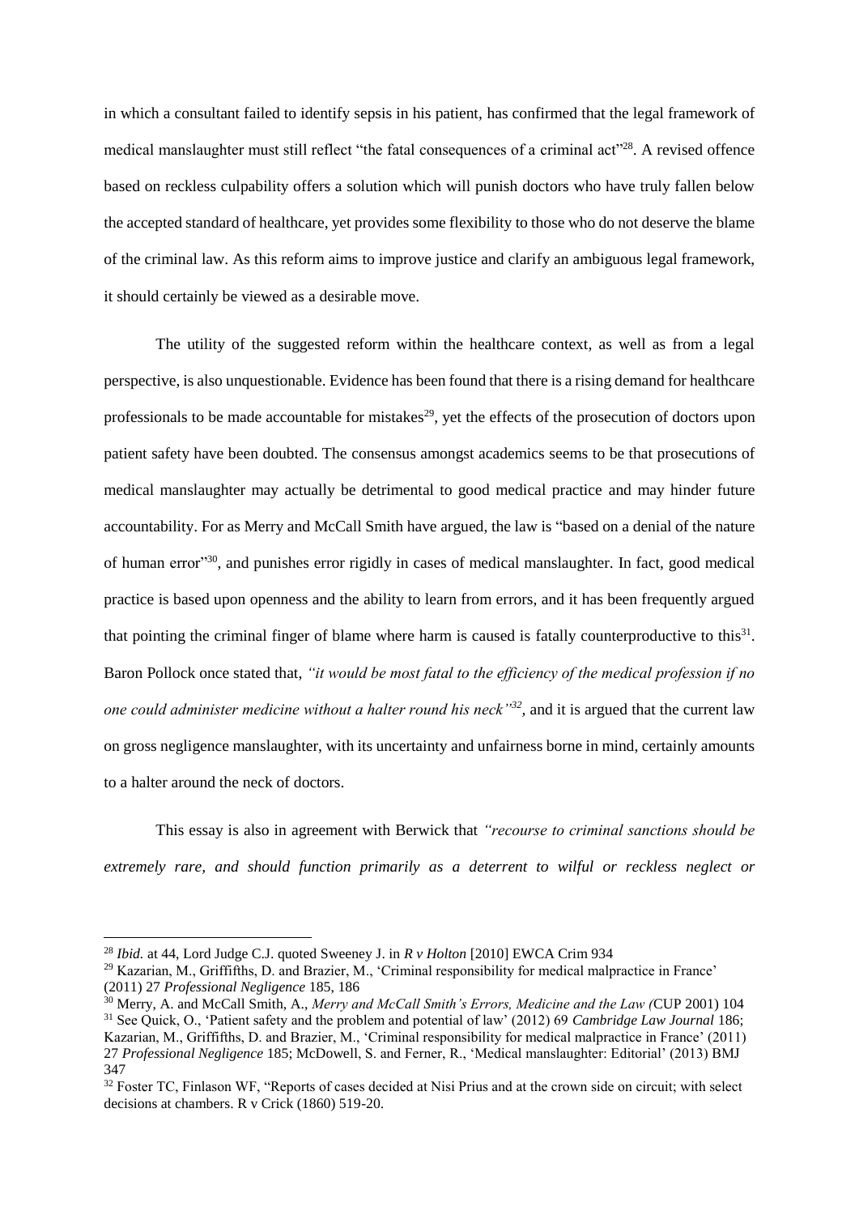in which a consultant failed to identify sepsis in his patient, has confirmed that the legal framework of medical manslaughter must still reflect "the fatal consequences of a criminal act"[28]. A revised offence based on reckless culpability offers a solution which will punish doctors who have truly fallen below the accepted standard of healthcare, yet provides some flexibility to those who do not deserve the blame of the criminal law. As this reform aims to improve justice and clarify an ambiguous legal framework, it should certainly be viewed as a desirable move.

The utility of the suggested reform within the healthcare context, as well as from a legal perspective, is also unquestionable. Evidence has been found that there is a rising demand for healthcare professionals to be made accountable for mistakes[29], yet the effects of the prosecution of doctors upon patient safety have been doubted. The consensus amongst academics seems to be that prosecutions of medical manslaughter may actually be detrimental to good medical practice and may hinder future accountability. For as Merry and McCall Smith have argued, the law is "based on a denial of the nature of human error"[30], and punishes error rigidly in cases of medical manslaughter. In fact, good medical practice is based upon openness and the ability to learn from errors, and it has been frequently argued that pointing the criminal finger of blame where harm is caused is fatally counterproductive to this[31]. Baron Pollock once stated that, *"it would be most fatal to the efficiency of the medical profession if no one could administer medicine without a halter round his neck"*[32], and it is argued that the current law on gross negligence manslaughter, with its uncertainty and unfairness borne in mind, certainly amounts to a halter around the neck of doctors.

This essay is also in agreement with Berwick that *"recourse to criminal sanctions should be extremely rare, and should function primarily as a deterrent to wilful or reckless neglect or*

---

[28] *Ibid.* at 44, Lord Judge C.J. quoted Sweeney J. in *R v Holton* [2010] EWCA Crim 934

[29] Kazarian, M., Griffifths, D. and Brazier, M., 'Criminal responsibility for medical malpractice in France' (2011) 27 *Professional Negligence* 185, 186

[30] Merry, A. and McCall Smith, A., *Merry and McCall Smith's Errors, Medicine and the Law (*CUP 2001) 104

[31] See Quick, O., 'Patient safety and the problem and potential of law' (2012) 69 *Cambridge Law Journal* 186; Kazarian, M., Griffifths, D. and Brazier, M., 'Criminal responsibility for medical malpractice in France' (2011) 27 *Professional Negligence* 185; McDowell, S. and Ferner, R., 'Medical manslaughter: Editorial' (2013) BMJ 347

[32] Foster TC, Finlason WF, "Reports of cases decided at Nisi Prius and at the crown side on circuit; with select decisions at chambers. R v Crick (1860) 519-20.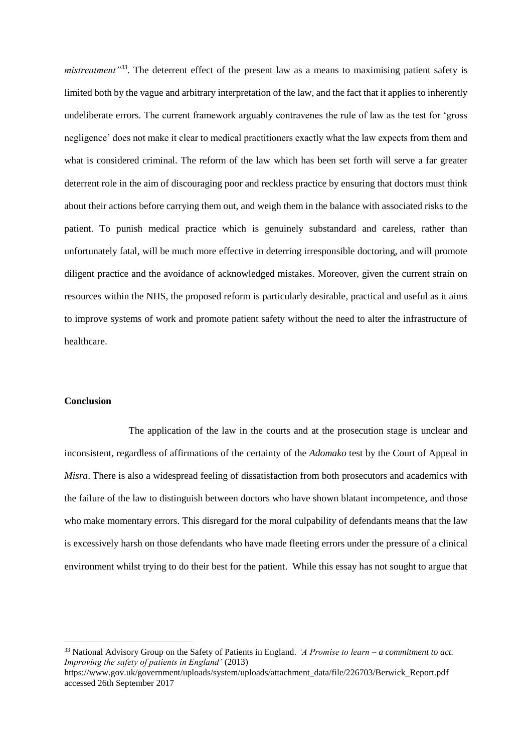*mistreatment'*[33]. The deterrent effect of the present law as a means to maximising patient safety is limited both by the vague and arbitrary interpretation of the law, and the fact that it applies to inherently undeliberate errors. The current framework arguably contravenes the rule of law as the test for 'gross negligence' does not make it clear to medical practitioners exactly what the law expects from them and what is considered criminal. The reform of the law which has been set forth will serve a far greater deterrent role in the aim of discouraging poor and reckless practice by ensuring that doctors must think about their actions before carrying them out, and weigh them in the balance with associated risks to the patient. To punish medical practice which is genuinely substandard and careless, rather than unfortunately fatal, will be much more effective in deterring irresponsible doctoring, and will promote diligent practice and the avoidance of acknowledged mistakes. Moreover, given the current strain on resources within the NHS, the proposed reform is particularly desirable, practical and useful as it aims to improve systems of work and promote patient safety without the need to alter the infrastructure of healthcare.

**Conclusion**

The application of the law in the courts and at the prosecution stage is unclear and inconsistent, regardless of affirmations of the certainty of the *Adomako* test by the Court of Appeal in *Misra*. There is also a widespread feeling of dissatisfaction from both prosecutors and academics with the failure of the law to distinguish between doctors who have shown blatant incompetence, and those who make momentary errors. This disregard for the moral culpability of defendants means that the law is excessively harsh on those defendants who have made fleeting errors under the pressure of a clinical environment whilst trying to do their best for the patient. While this essay has not sought to argue that

---

[33] National Advisory Group on the Safety of Patients in England. *'A Promise to learn – a commitment to act. Improving the safety of patients in England'* (2013) https://www.gov.uk/government/uploads/system/uploads/attachment_data/file/226703/Berwick_Report.pdf accessed 26th September 2017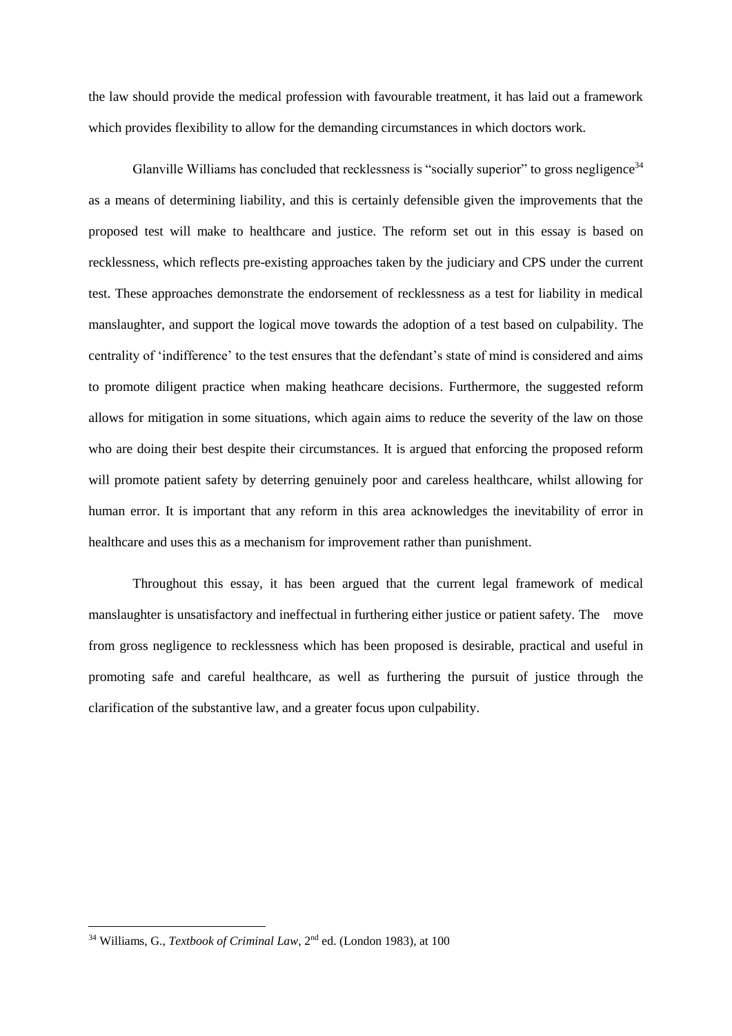the law should provide the medical profession with favourable treatment, it has laid out a framework which provides flexibility to allow for the demanding circumstances in which doctors work.

Glanville Williams has concluded that recklessness is "socially superior" to gross negligence[34] as a means of determining liability, and this is certainly defensible given the improvements that the proposed test will make to healthcare and justice. The reform set out in this essay is based on recklessness, which reflects pre-existing approaches taken by the judiciary and CPS under the current test. These approaches demonstrate the endorsement of recklessness as a test for liability in medical manslaughter, and support the logical move towards the adoption of a test based on culpability. The centrality of 'indifference' to the test ensures that the defendant's state of mind is considered and aims to promote diligent practice when making heathcare decisions. Furthermore, the suggested reform allows for mitigation in some situations, which again aims to reduce the severity of the law on those who are doing their best despite their circumstances. It is argued that enforcing the proposed reform will promote patient safety by deterring genuinely poor and careless healthcare, whilst allowing for human error. It is important that any reform in this area acknowledges the inevitability of error in healthcare and uses this as a mechanism for improvement rather than punishment.

Throughout this essay, it has been argued that the current legal framework of medical manslaughter is unsatisfactory and ineffectual in furthering either justice or patient safety. The move from gross negligence to recklessness which has been proposed is desirable, practical and useful in promoting safe and careful healthcare, as well as furthering the pursuit of justice through the clarification of the substantive law, and a greater focus upon culpability.

---

[34] Williams, G., *Textbook of Criminal Law*, 2nd ed. (London 1983), at 100